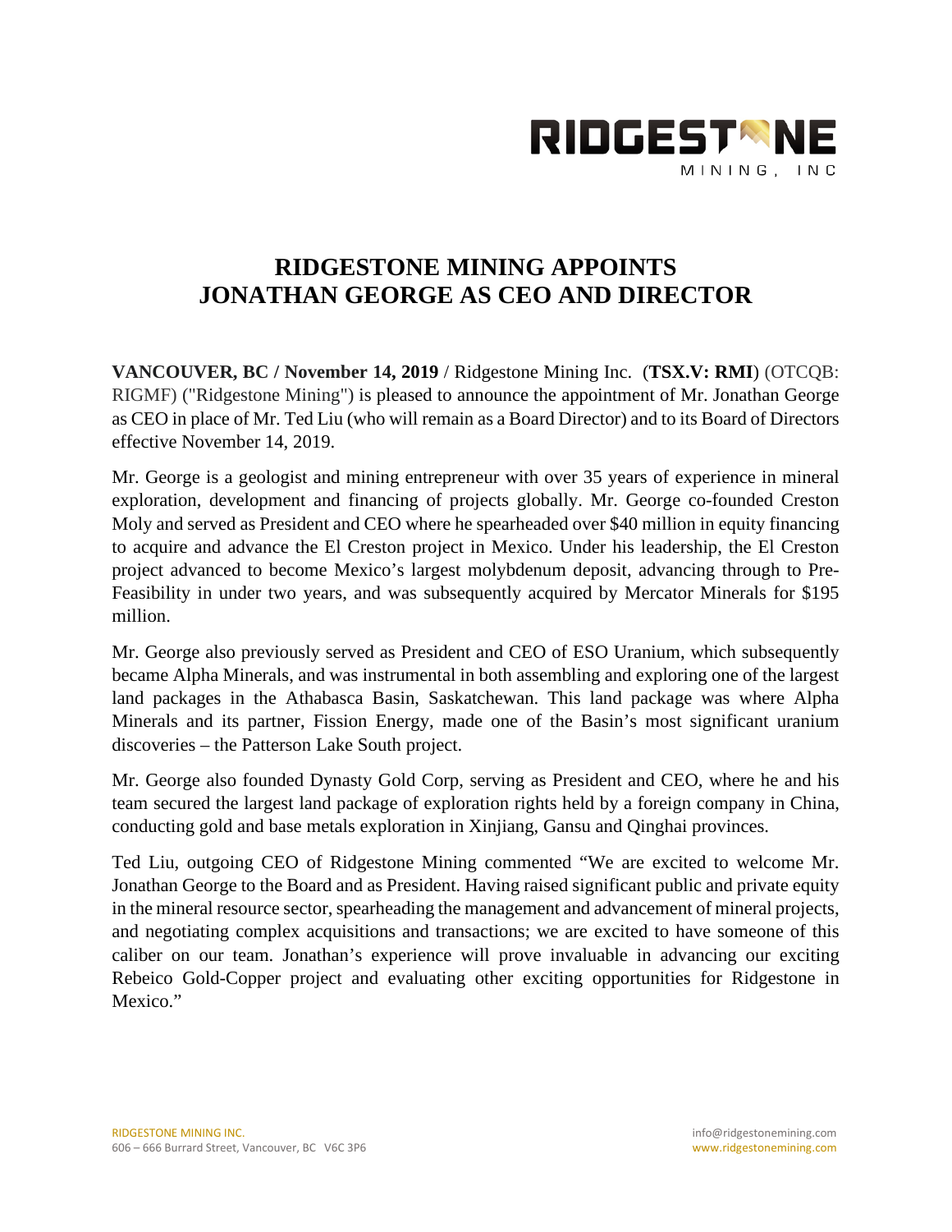# RIDGESTONE MINING APPOINTS JONATHAN GEORGE AS CEO AND DIRECTOR

**VANCOUVER, BC / November 14, 2019** / Ridgestone Mining Inc. (**TSX.V: RMI**) (OTCQB: RIGMF) ("Ridgestone Mining") is pleased to announce the appointment of Mr. Jonathan George as CEO in place of Mr. Ted Liu (who will remain as a Board Director) and to its Board of Directors effective November 14, 2019.

Mr. George is a geologist and mining entrepreneur with over 35 years of experience in mineral exploration, development and financing of projects globally. Mr. George co-founded Creston Moly and served as President and CEO where he spearheaded over $40 million in equity financing to acquire and advance the El Creston project in Mexico. Under his leadership, the El Creston project advanced to become Mexico's largest molybdenum deposit, advancing through to Pre-Feasibility in under two years, and was subsequently acquired by Mercator Minerals for $195 million.

Mr. George also previously served as President and CEO of ESO Uranium, which subsequently became Alpha Minerals, and was instrumental in both assembling and exploring one of the largest land packages in the Athabasca Basin, Saskatchewan. This land package was where Alpha Minerals and its partner, Fission Energy, made one of the Basin's most significant uranium discoveries – the Patterson Lake South project.

Mr. George also founded Dynasty Gold Corp, serving as President and CEO, where he and his team secured the largest land package of exploration rights held by a foreign company in China, conducting gold and base metals exploration in Xinjiang, Gansu and Qinghai provinces.

Ted Liu, outgoing CEO of Ridgestone Mining commented "We are excited to welcome Mr. Jonathan George to the Board and as President. Having raised significant public and private equity in the mineral resource sector, spearheading the management and advancement of mineral projects, and negotiating complex acquisitions and transactions; we are excited to have someone of this caliber on our team. Jonathan's experience will prove invaluable in advancing our exciting Rebeico Gold-Copper project and evaluating other exciting opportunities for Ridgestone in Mexico."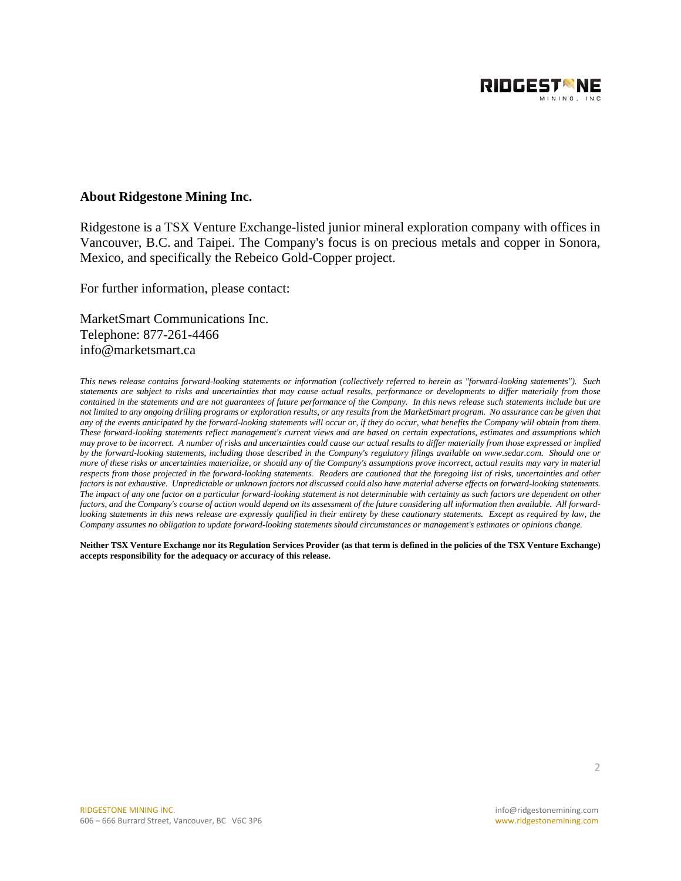## About Ridgestone Mining Inc.

Ridgestone is a TSX Venture Exchange-listed junior mineral exploration company with offices in Vancouver, B.C. and Taipei. The Company's focus is on precious metals and copper in Sonora, Mexico, and specifically the Rebeico Gold-Copper project.

For further information, please contact:

MarketSmart Communications Inc.
Telephone: 877-261-4466
info@marketsmart.ca

*This news release contains forward-looking statements or information (collectively referred to herein as "forward-looking statements"). Such statements are subject to risks and uncertainties that may cause actual results, performance or developments to differ materially from those contained in the statements and are not guarantees of future performance of the Company. In this news release such statements include but are not limited to any ongoing drilling programs or exploration results, or any results from the MarketSmart program. No assurance can be given that any of the events anticipated by the forward-looking statements will occur or, if they do occur, what benefits the Company will obtain from them. These forward-looking statements reflect management's current views and are based on certain expectations, estimates and assumptions which may prove to be incorrect. A number of risks and uncertainties could cause our actual results to differ materially from those expressed or implied by the forward-looking statements, including those described in the Company's regulatory filings available on www.sedar.com. Should one or more of these risks or uncertainties materialize, or should any of the Company's assumptions prove incorrect, actual results may vary in material respects from those projected in the forward-looking statements. Readers are cautioned that the foregoing list of risks, uncertainties and other factors is not exhaustive. Unpredictable or unknown factors not discussed could also have material adverse effects on forward-looking statements. The impact of any one factor on a particular forward-looking statement is not determinable with certainty as such factors are dependent on other factors, and the Company's course of action would depend on its assessment of the future considering all information then available. All forward-looking statements in this news release are expressly qualified in their entirety by these cautionary statements. Except as required by law, the Company assumes no obligation to update forward-looking statements should circumstances or management's estimates or opinions change.*

**Neither TSX Venture Exchange nor its Regulation Services Provider (as that term is defined in the policies of the TSX Venture Exchange) accepts responsibility for the adequacy or accuracy of this release.**